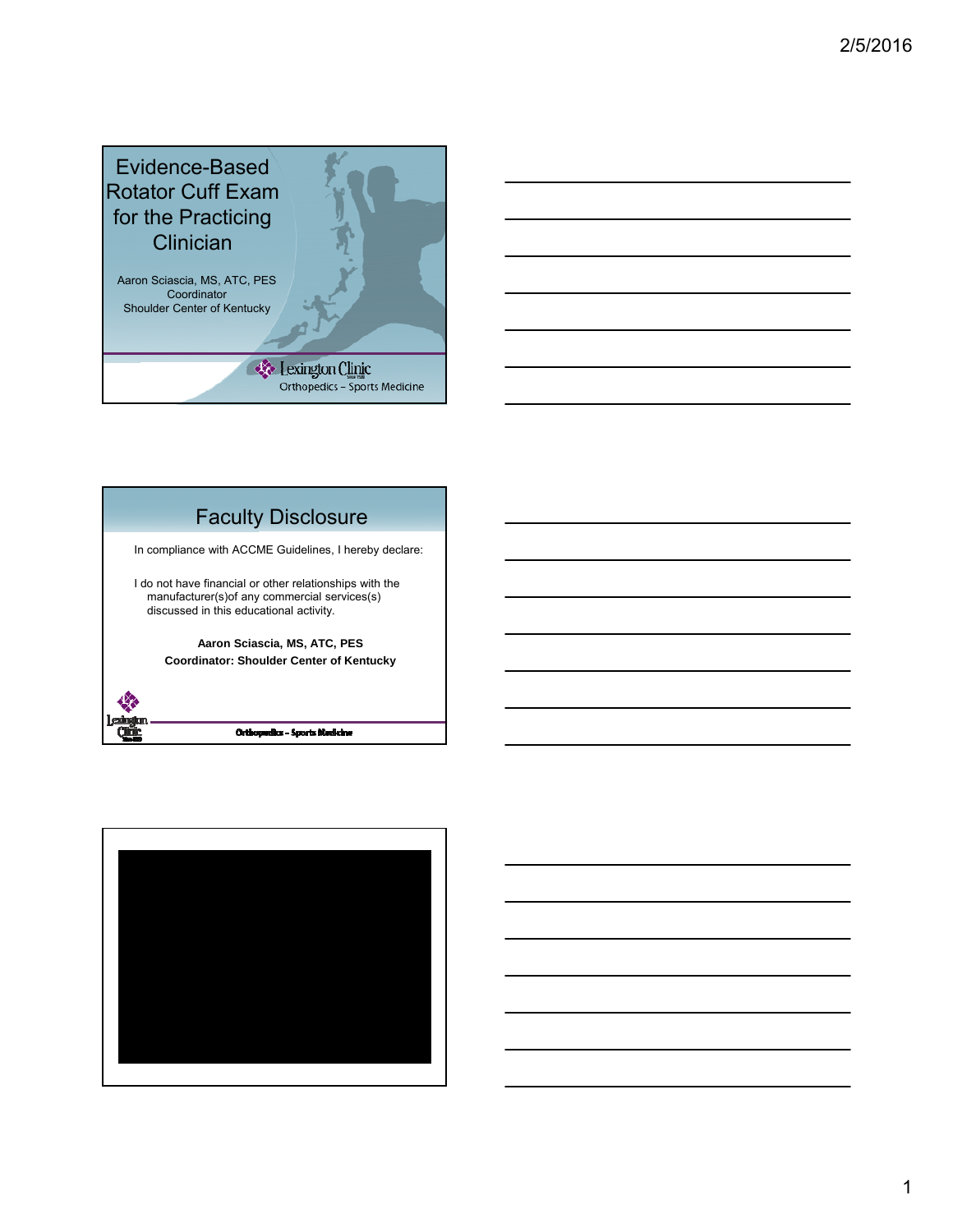# Evidence-Based Rotator Cuff Exam for the Practicing Clinician

Aaron Sciascia, MS, ATC, PES
Coordinator
Shoulder Center of Kentucky

Lexington Clinic
Orthopedics – Sports Medicine

## Faculty Disclosure

In compliance with ACCME Guidelines, I hereby declare:

I do not have financial or other relationships with the manufacturer(s)of any commercial services(s) discussed in this educational activity.

**Aaron Sciascia, MS, ATC, PES**
**Coordinator: Shoulder Center of Kentucky**

Lexington Clinic
Orthopedics – Sports Medicine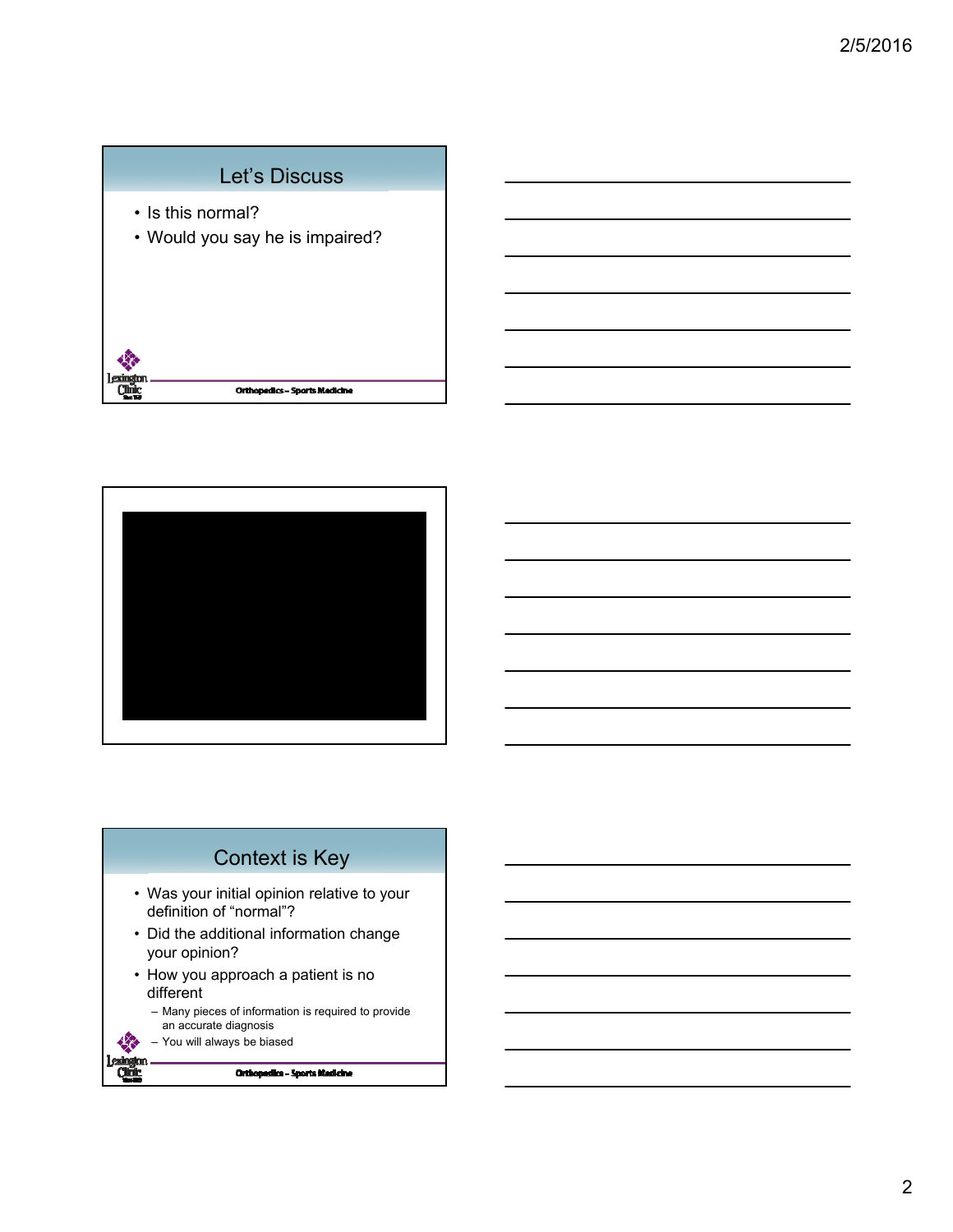## Let's Discuss

- Is this normal?
- Would you say he is impaired?

## Context is Key

- Was your initial opinion relative to your definition of "normal"?
- Did the additional information change your opinion?
- How you approach a patient is no different
  - Many pieces of information is required to provide an accurate diagnosis
  - You will always be biased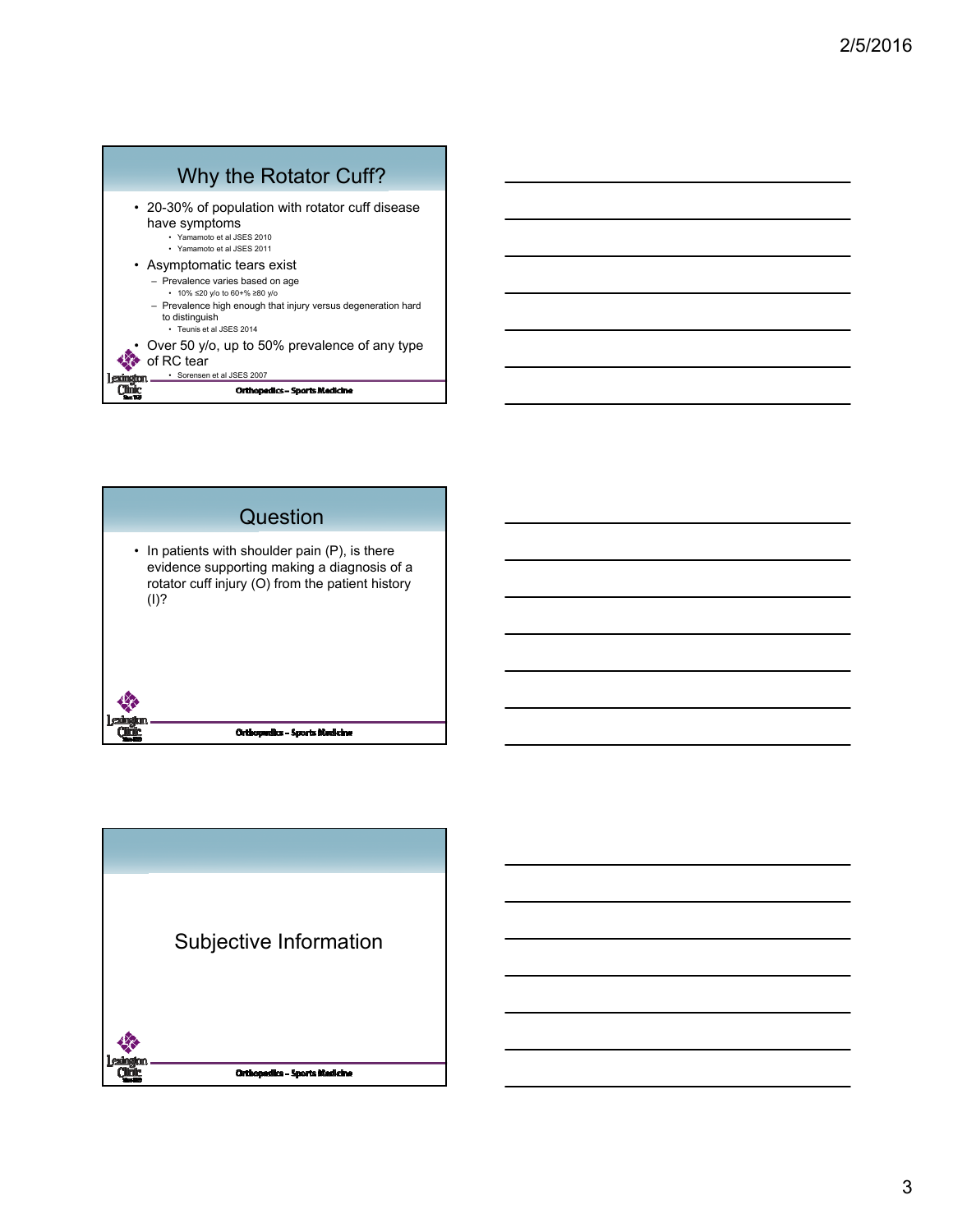## Why the Rotator Cuff?

- 20-30% of population with rotator cuff disease have symptoms
  - Yamamoto et al JSES 2010
  - Yamamoto et al JSES 2011
- Asymptomatic tears exist
  - Prevalence varies based on age
    - 10% ≤20 y/o to 60+% ≥80 y/o
  - Prevalence high enough that injury versus degeneration hard to distinguish
    - Teunis et al JSES 2014
- Over 50 y/o, up to 50% prevalence of any type of RC tear
  - Sorensen et al JSES 2007

Orthopedics – Sports Medicine

## Question

- In patients with shoulder pain (P), is there evidence supporting making a diagnosis of a rotator cuff injury (O) from the patient history (I)?

Orthopedics – Sports Medicine

## Subjective Information

Orthopedics – Sports Medicine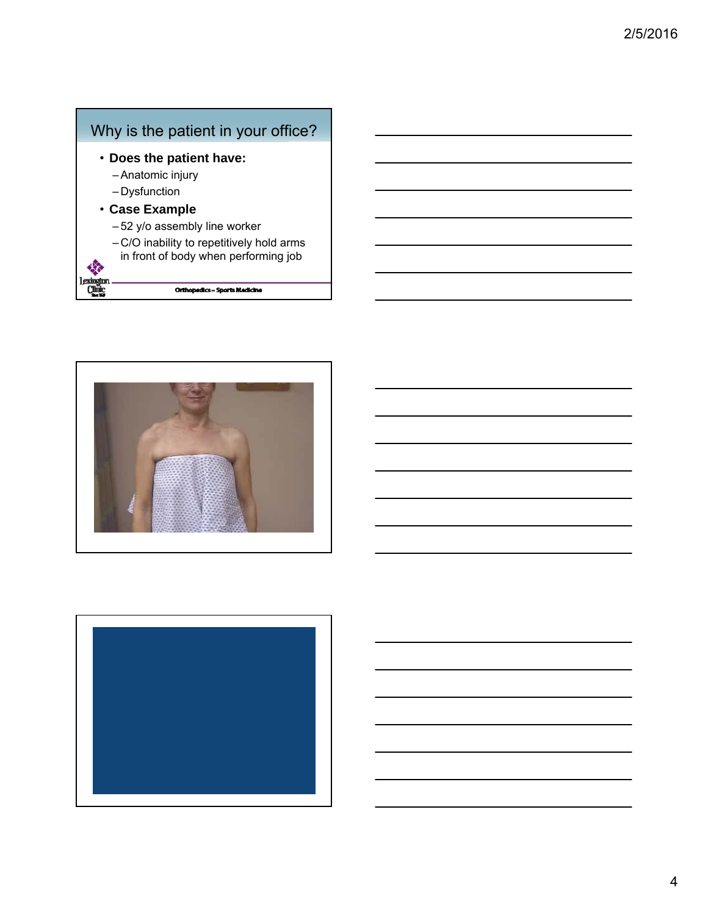## Why is the patient in your office?

- **Does the patient have:**
  - Anatomic injury
  - Dysfunction
- **Case Example**
  - 52 y/o assembly line worker
  - C/O inability to repetitively hold arms in front of body when performing job

Orthopedics – Sports Medicine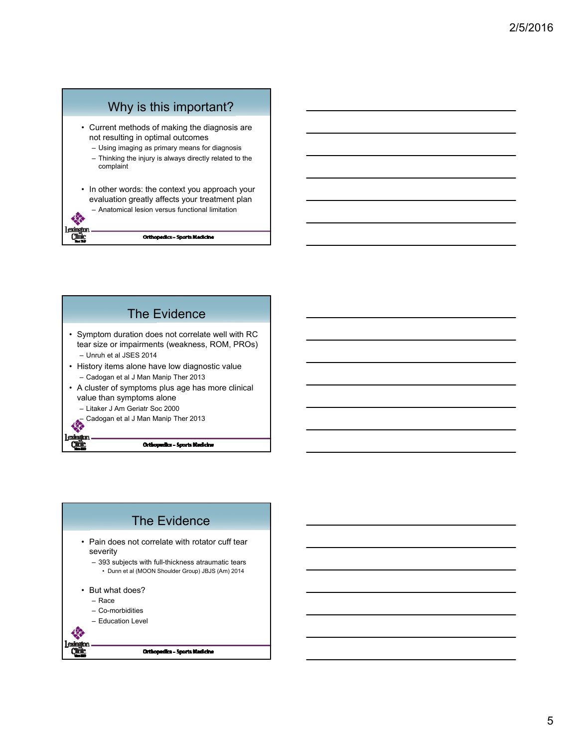## Why is this important?

- Current methods of making the diagnosis are not resulting in optimal outcomes
  - Using imaging as primary means for diagnosis
  - Thinking the injury is always directly related to the complaint
- In other words: the context you approach your evaluation greatly affects your treatment plan
  - Anatomical lesion versus functional limitation

Orthopedics – Sports Medicine

## The Evidence

- Symptom duration does not correlate well with RC tear size or impairments (weakness, ROM, PROs)
  - Unruh et al JSES 2014
- History items alone have low diagnostic value
  - Cadogan et al J Man Manip Ther 2013
- A cluster of symptoms plus age has more clinical value than symptoms alone
  - Litaker J Am Geriatr Soc 2000
  - Cadogan et al J Man Manip Ther 2013

Orthopedics – Sports Medicine

## The Evidence

- Pain does not correlate with rotator cuff tear severity
  - 393 subjects with full-thickness atraumatic tears
    - Dunn et al (MOON Shoulder Group) JBJS (Am) 2014
- But what does?
  - Race
  - Co-morbidities
  - Education Level

Orthopedics – Sports Medicine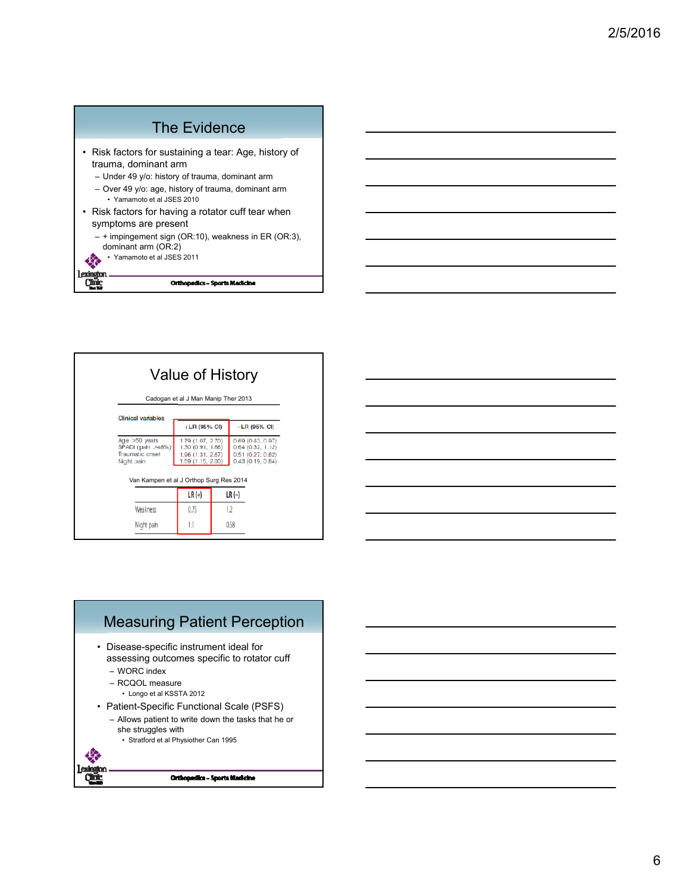## The Evidence

- Risk factors for sustaining a tear: Age, history of trauma, dominant arm
  - Under 49 y/o: history of trauma, dominant arm
  - Over 49 y/o: age, history of trauma, dominant arm
    - Yamamoto et al JSES 2010
- Risk factors for having a rotator cuff tear when symptoms are present
  - + impingement sign (OR:10), weakness in ER (OR:3), dominant arm (OR:2)
    - Yamamoto et al JSES 2011

Orthopedics – Sports Medicine

## Value of History

Cadogan et al J Man Manip Ther 2013

| Clinical variables | +LR (95% CI) | −LR (95% CI) |
|---|---|---|
| Age >50 years | 1.79 (1.07, 2.70) | 0.69 (0.43, 0.97) |
| SPADI (pain >48%) | 1.30 (0.91, 1.66) | 0.64 (0.32, 1.12) |
| Traumatic onset | 1.96 (1.31, 2.67) | 0.51 (0.27, 0.82) |
| Night pain | 1.59 (1.15, 2.00) | 0.43 (0.19, 0.84) |

Van Kampen et al J Orthop Surg Res 2014

| | LR (+) | LR (-) |
|---|---|---|
| Weakness | 0.75 | 1.2 |
| Night pain | 1.1 | 0.58 |

## Measuring Patient Perception

- Disease-specific instrument ideal for assessing outcomes specific to rotator cuff
  - WORC index
  - RCQOL measure
    - Longo et al KSSTA 2012
- Patient-Specific Functional Scale (PSFS)
  - Allows patient to write down the tasks that he or she struggles with
    - Stratford et al Physiother Can 1995

Orthopedics – Sports Medicine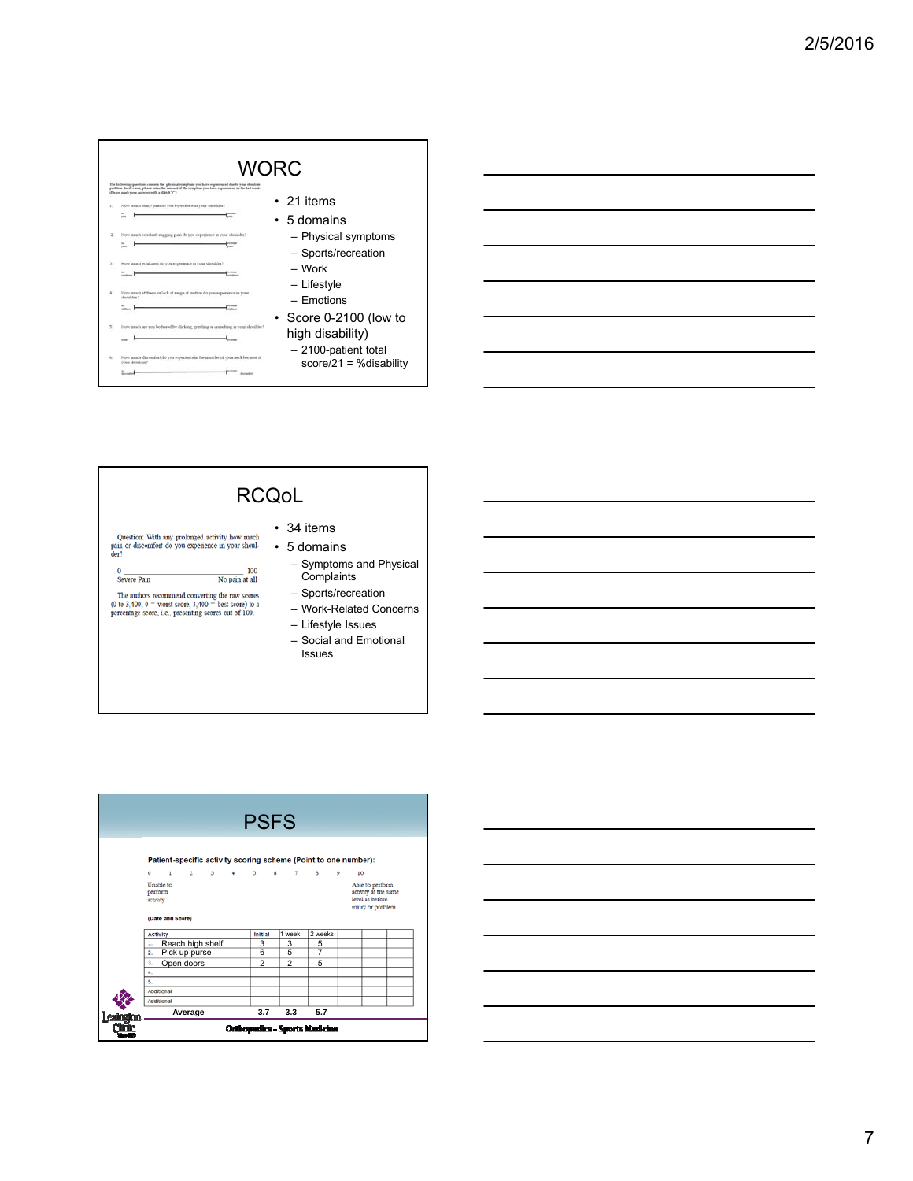## WORC

The following questions concern the physical symptoms you have experienced due to your shoulder problem. In all cases, please enter the amount of the symptom you have experienced in the last week. (Please mark your answers with a slash "/")

1. How much sharp pain do you experience in your shoulder?
2. How much constant, nagging pain do you experience in your shoulder?
3. How much weakness do you experience in your shoulder?
4. How much stiffness or lack of range of motion do you experience in your shoulder?
5. How much are you bothered by clicking, grinding or crunching in your shoulder?
6. How much discomfort do you experience in the muscles of your neck because of your shoulder?

- 21 items
- 5 domains
  - Physical symptoms
  - Sports/recreation
  - Work
  - Lifestyle
  - Emotions
- Score 0-2100 (low to high disability)
  - 2100-patient total score/21 = %disability

## RCQoL

Question: With any prolonged activity how much pain or discomfort do you experience in your shoulder?

0 ________________________________ 100
Severe Pain                                        No pain at all

The authors recommend converting the raw scores (0 to 3,400; 0 = worst score, 3,400 = best score) to a percentage score, i.e., presenting scores out of 100.

- 34 items
- 5 domains
  - Symptoms and Physical Complaints
  - Sports/recreation
  - Work-Related Concerns
  - Lifestyle Issues
  - Social and Emotional Issues

## PSFS

**Patient-specific activity scoring scheme (Point to one number):**

0 1 2 3 4 5 6 7 8 9 10

Unable to perform activity — Able to perform activity at the same level as before injury or problem

(Date and Score)

| Activity | Initial | 1 week | 2 weeks | | | |
|---|---|---|---|---|---|---|
| 1. Reach high shelf | 3 | 3 | 5 | | | |
| 2. Pick up purse | 6 | 5 | 7 | | | |
| 3. Open doors | 2 | 2 | 5 | | | |
| 4. | | | | | | |
| 5. | | | | | | |
| Additional | | | | | | |
| Additional | | | | | | |
| **Average** | **3.7** | **3.3** | **5.7** | | | |

Lexington Clinic — Orthopedics – Sports Medicine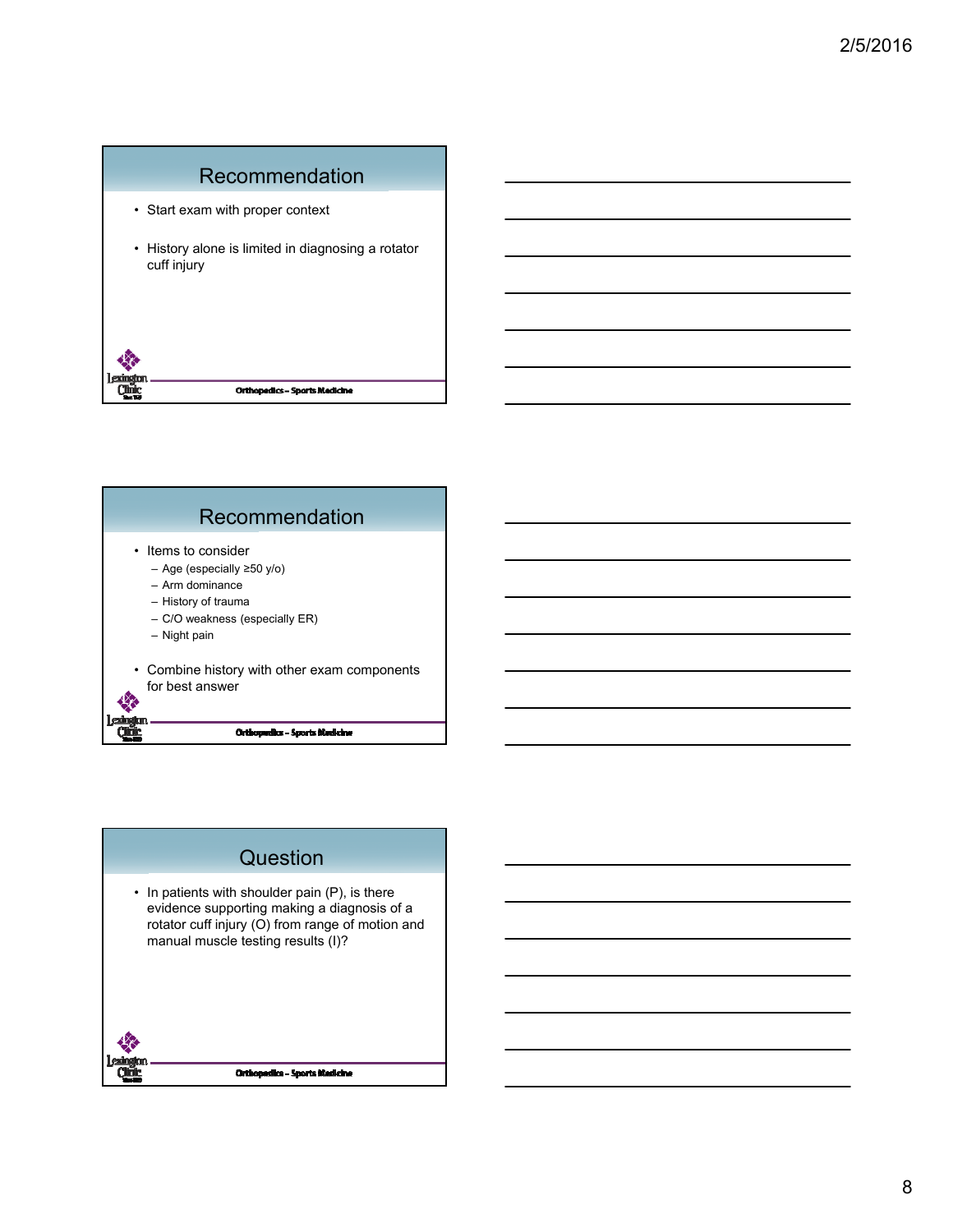## Recommendation

- Start exam with proper context
- History alone is limited in diagnosing a rotator cuff injury

Orthopedics – Sports Medicine

## Recommendation

- Items to consider
  - Age (especially ≥50 y/o)
  - Arm dominance
  - History of trauma
  - C/O weakness (especially ER)
  - Night pain
- Combine history with other exam components for best answer

Orthopedics – Sports Medicine

## Question

- In patients with shoulder pain (P), is there evidence supporting making a diagnosis of a rotator cuff injury (O) from range of motion and manual muscle testing results (I)?

Orthopedics – Sports Medicine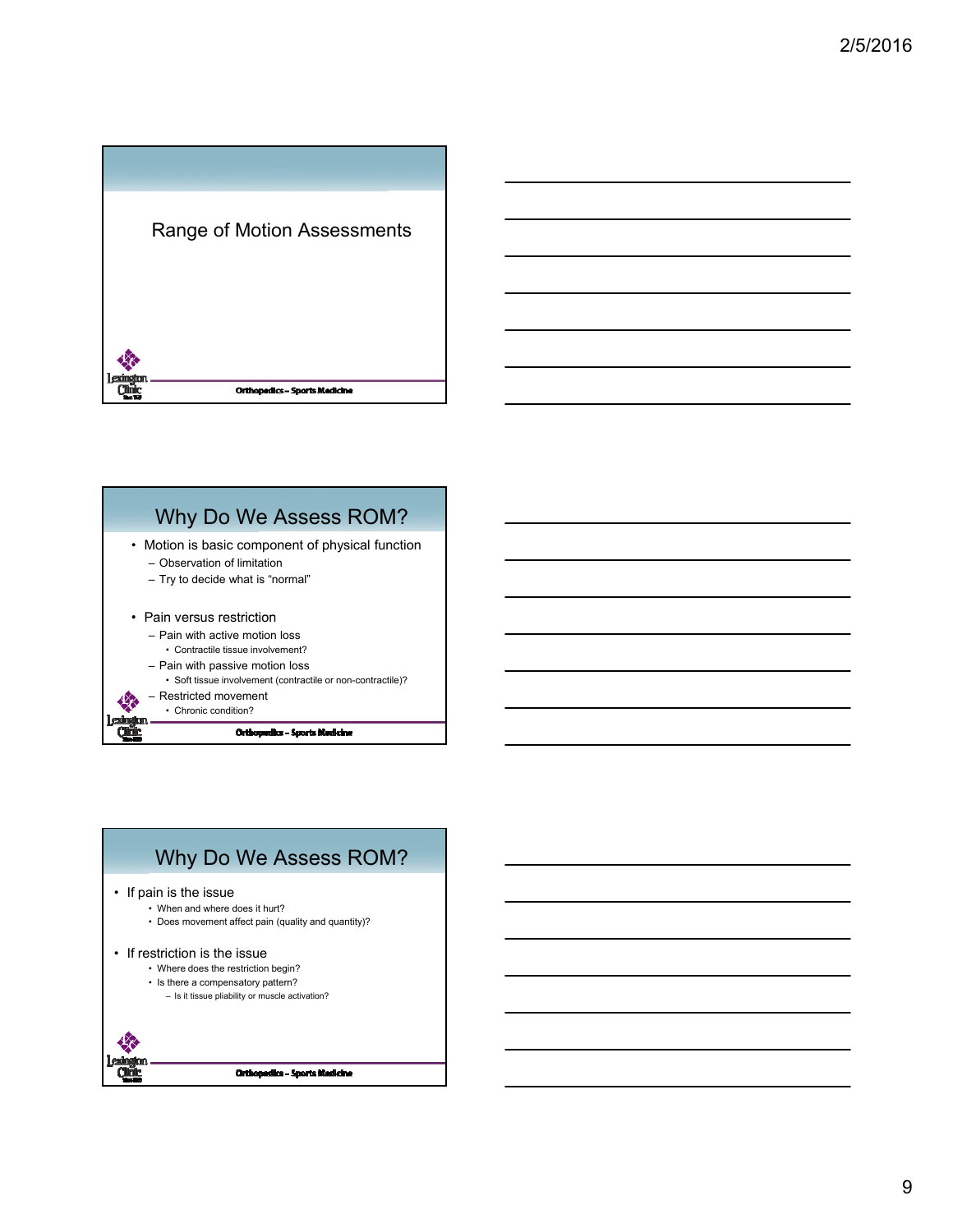## Range of Motion Assessments

Orthopedics – Sports Medicine

## Why Do We Assess ROM?

- Motion is basic component of physical function
  - Observation of limitation
  - Try to decide what is "normal"
- Pain versus restriction
  - Pain with active motion loss
    - Contractile tissue involvement?
  - Pain with passive motion loss
    - Soft tissue involvement (contractile or non-contractile)?
  - Restricted movement
    - Chronic condition?

Orthopedics – Sports Medicine

## Why Do We Assess ROM?

- If pain is the issue
  - When and where does it hurt?
  - Does movement affect pain (quality and quantity)?
- If restriction is the issue
  - Where does the restriction begin?
  - Is there a compensatory pattern?
    - Is it tissue pliability or muscle activation?

Orthopedics – Sports Medicine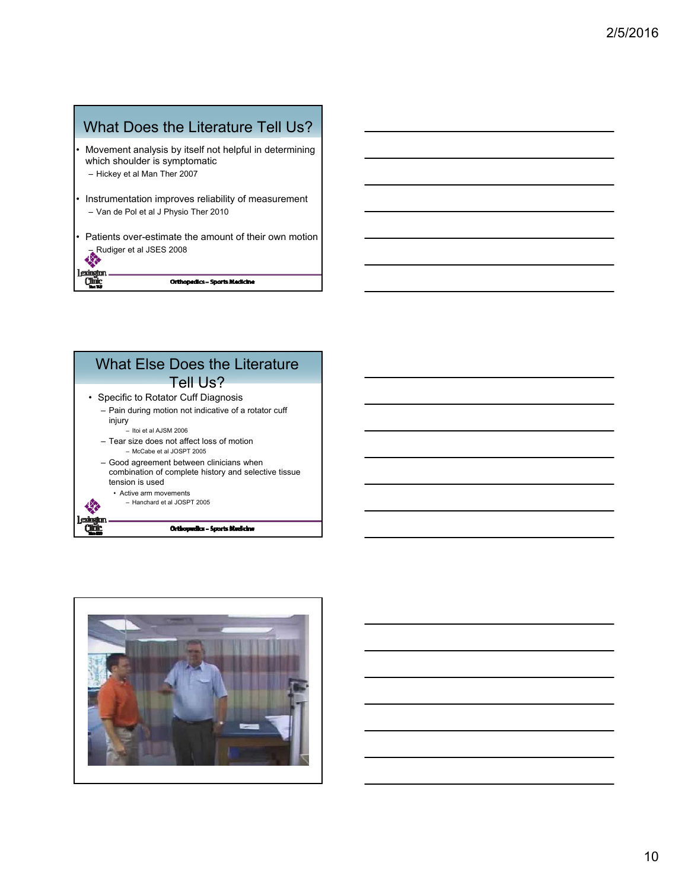## What Does the Literature Tell Us?

- Movement analysis by itself not helpful in determining which shoulder is symptomatic
  - Hickey et al Man Ther 2007
- Instrumentation improves reliability of measurement
  - Van de Pol et al J Physio Ther 2010
- Patients over-estimate the amount of their own motion
  - Rudiger et al JSES 2008

Orthopedics – Sports Medicine

## What Else Does the Literature Tell Us?

- Specific to Rotator Cuff Diagnosis
  - Pain during motion not indicative of a rotator cuff injury
    - Itoi et al AJSM 2006
  - Tear size does not affect loss of motion
    - McCabe et al JOSPT 2005
  - Good agreement between clinicians when combination of complete history and selective tissue tension is used
    - Active arm movements
      - Hanchard et al JOSPT 2005

Orthopedics – Sports Medicine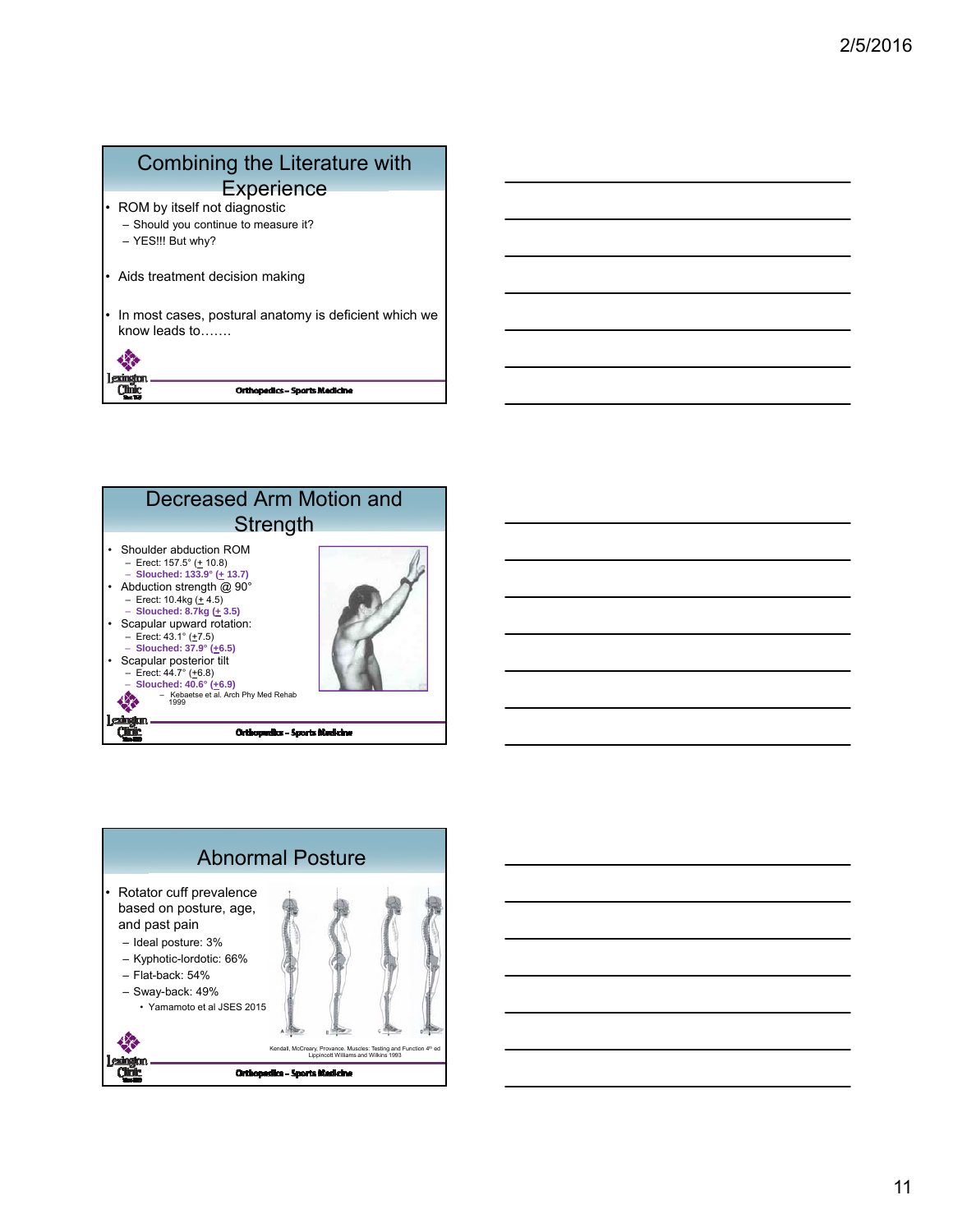## Combining the Literature with Experience

- ROM by itself not diagnostic
  - Should you continue to measure it?
  - YES!!! But why?
- Aids treatment decision making
- In most cases, postural anatomy is deficient which we know leads to…….

Orthopedics – Sports Medicine

## Decreased Arm Motion and Strength

- Shoulder abduction ROM
  - Erect: 157.5° (± 10.8)
  - **Slouched: 133.9° (± 13.7)**
- Abduction strength @ 90°
  - Erect: 10.4kg (± 4.5)
  - **Slouched: 8.7kg (± 3.5)**
- Scapular upward rotation:
  - Erect: 43.1° (±7.5)
  - **Slouched: 37.9° (±6.5)**
- Scapular posterior tilt
  - Erect: 44.7° (±6.8)
  - **Slouched: 40.6° (±6.9)**
    - Kebaetse et al. Arch Phy Med Rehab 1999

Orthopedics – Sports Medicine

## Abnormal Posture

- Rotator cuff prevalence based on posture, age, and past pain
  - Ideal posture: 3%
  - Kyphotic-lordotic: 66%
  - Flat-back: 54%
  - Sway-back: 49%
    - Yamamoto et al JSES 2015

Kendall, McCreary, Provance. Muscles: Testing and Function 4th ed Lippincott Williams and Wilkins 1993

Orthopedics – Sports Medicine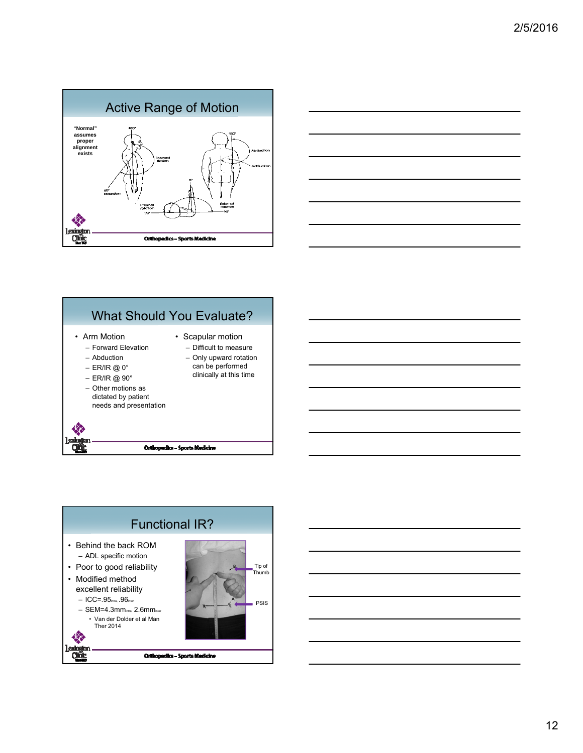## Active Range of Motion

"Normal" assumes proper alignment exists

Orthopedics – Sports Medicine

## What Should You Evaluate?

- Arm Motion
  - Forward Elevation
  - Abduction
  - ER/IR @ 0°
  - ER/IR @ 90°
  - Other motions as dictated by patient needs and presentation
- Scapular motion
  - Difficult to measure
  - Only upward rotation can be performed clinically at this time

Orthopedics – Sports Medicine

## Functional IR?

- Behind the back ROM
  - ADL specific motion
- Poor to good reliability
- Modified method excellent reliability
  - ICC=.95$_{intra}$, .96$_{inter}$
  - SEM=4.3mm$_{intra}$, 2.6mm$_{inter}$
    - Van der Dolder et al Man Ther 2014

Tip of Thumb

PSIS

Orthopedics – Sports Medicine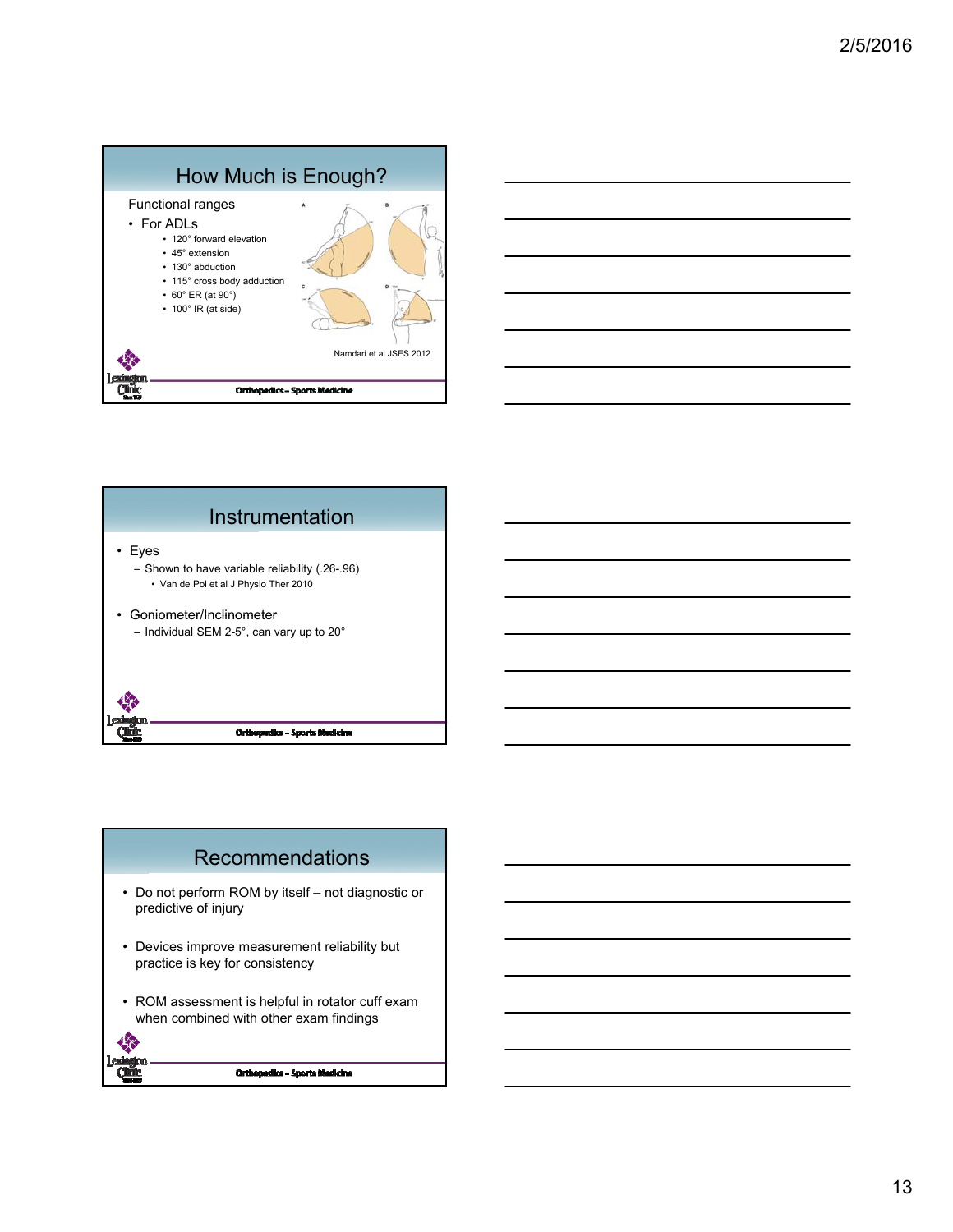## How Much is Enough?

Functional ranges

- For ADLs
  - 120° forward elevation
  - 45° extension
  - 130° abduction
  - 115° cross body adduction
  - 60° ER (at 90°)
  - 100° IR (at side)

Namdari et al JSES 2012

Orthopedics – Sports Medicine

## Instrumentation

- Eyes
  - Shown to have variable reliability (.26-.96)
    - Van de Pol et al J Physio Ther 2010
- Goniometer/Inclinometer
  - Individual SEM 2-5°, can vary up to 20°

Orthopedics – Sports Medicine

## Recommendations

- Do not perform ROM by itself – not diagnostic or predictive of injury
- Devices improve measurement reliability but practice is key for consistency
- ROM assessment is helpful in rotator cuff exam when combined with other exam findings

Orthopedics – Sports Medicine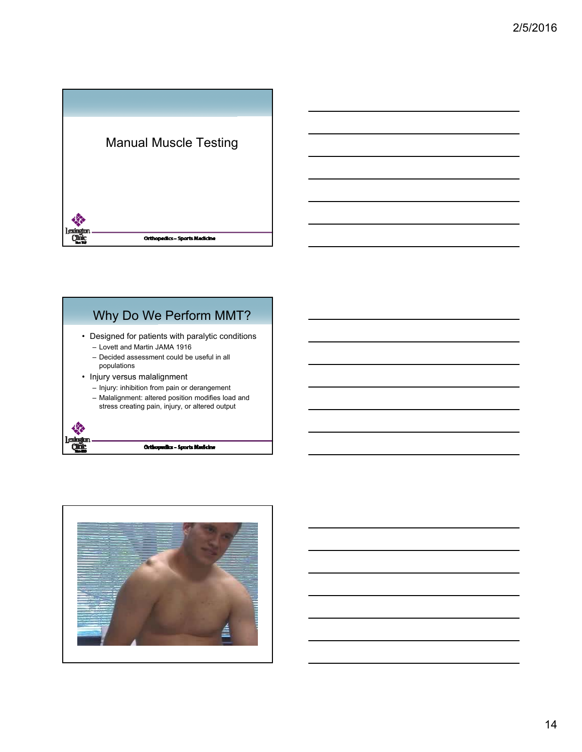# Manual Muscle Testing

Orthopedics – Sports Medicine

## Why Do We Perform MMT?

- Designed for patients with paralytic conditions
  - Lovett and Martin JAMA 1916
  - Decided assessment could be useful in all populations
- Injury versus malalignment
  - Injury: inhibition from pain or derangement
  - Malalignment: altered position modifies load and stress creating pain, injury, or altered output

Orthopedics – Sports Medicine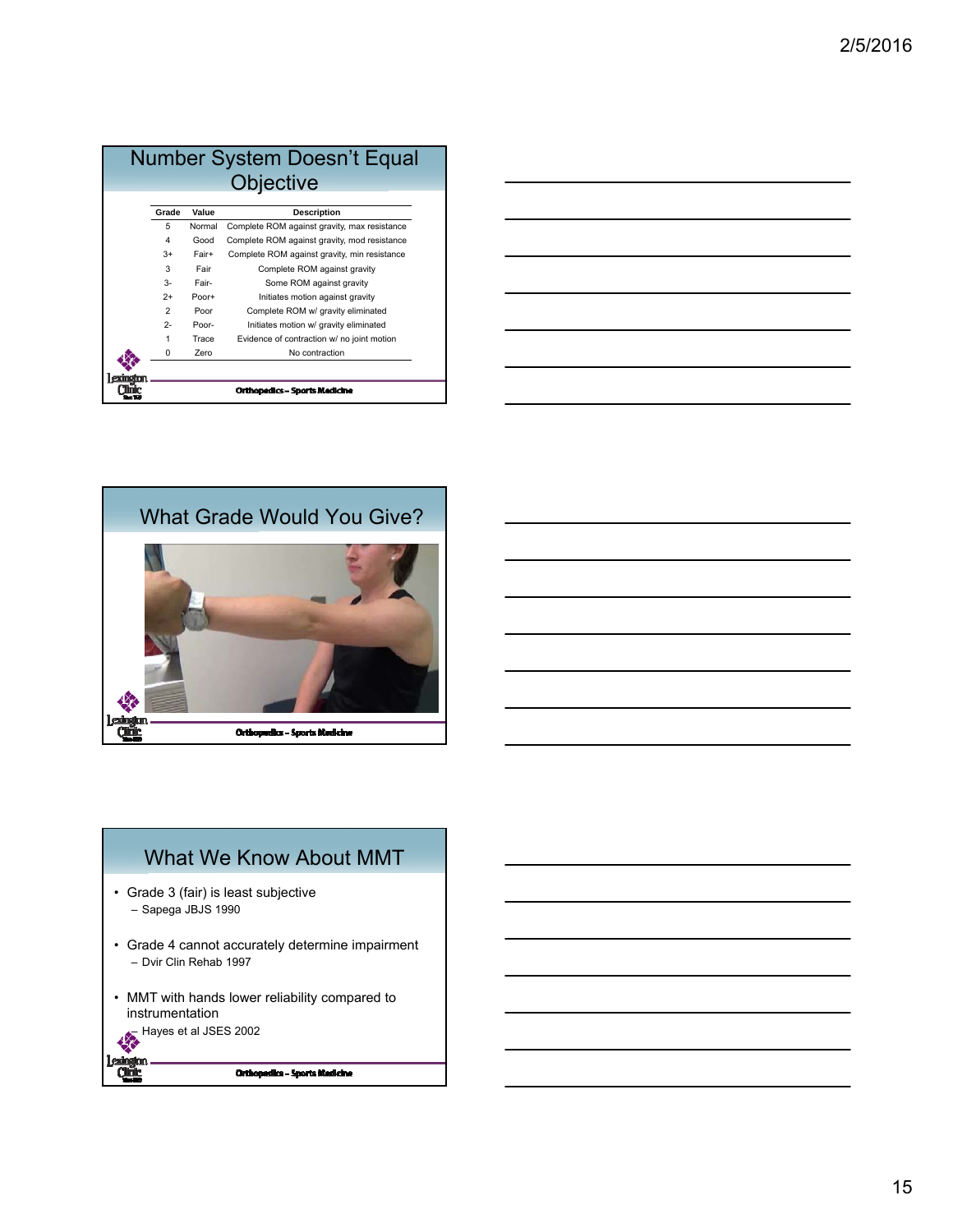## Number System Doesn't Equal Objective

| Grade | Value | Description |
|---|---|---|
| 5 | Normal | Complete ROM against gravity, max resistance |
| 4 | Good | Complete ROM against gravity, mod resistance |
| 3+ | Fair+ | Complete ROM against gravity, min resistance |
| 3 | Fair | Complete ROM against gravity |
| 3- | Fair- | Some ROM against gravity |
| 2+ | Poor+ | Initiates motion against gravity |
| 2 | Poor | Complete ROM w/ gravity eliminated |
| 2- | Poor- | Initiates motion w/ gravity eliminated |
| 1 | Trace | Evidence of contraction w/ no joint motion |
| 0 | Zero | No contraction |

Orthopedics – Sports Medicine

## What Grade Would You Give?

Orthopedics – Sports Medicine

## What We Know About MMT

- Grade 3 (fair) is least subjective
  - Sapega JBJS 1990
- Grade 4 cannot accurately determine impairment
  - Dvir Clin Rehab 1997
- MMT with hands lower reliability compared to instrumentation
  - Hayes et al JSES 2002

Orthopedics – Sports Medicine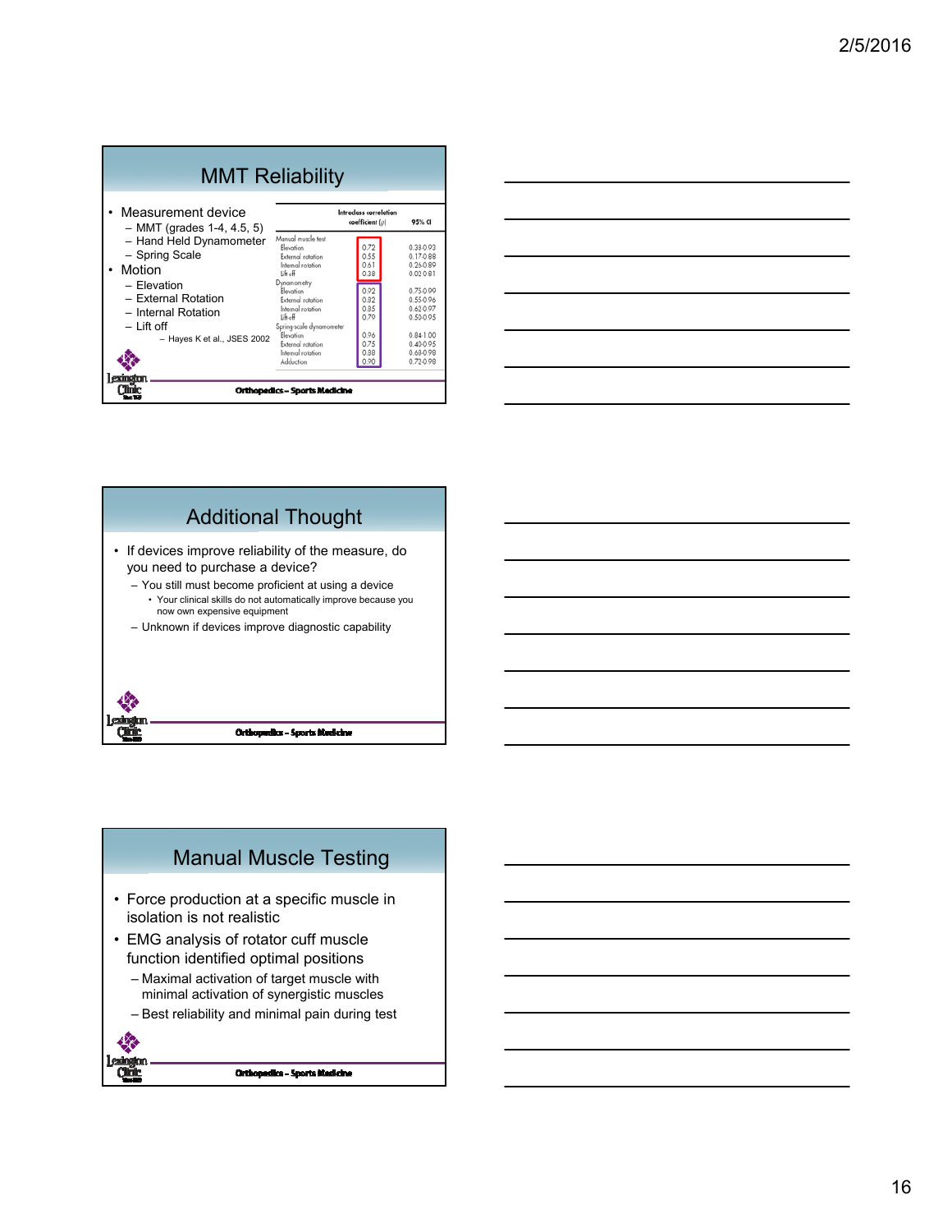## MMT Reliability

- Measurement device
  - MMT (grades 1-4, 4.5, 5)
  - Hand Held Dynamometer
  - Spring Scale
- Motion
  - Elevation
  - External Rotation
  - Internal Rotation
  - Lift off
    - Hayes K et al., JSES 2002

| | Intraclass correlation coefficient (ρ) | 95% CI |
|---|---|---|
| Manual muscle test | | |
| Elevation | 0.72 | 0.38-0.93 |
| External rotation | 0.55 | 0.17-0.88 |
| Internal rotation | 0.61 | 0.26-0.89 |
| Lift off | 0.38 | 0.02-0.81 |
| Dynamometry | | |
| Elevation | 0.92 | 0.75-0.99 |
| External rotation | 0.82 | 0.55-0.96 |
| Internal rotation | 0.85 | 0.62-0.97 |
| Lift-off | 0.79 | 0.50-0.95 |
| Spring-scale dynamometer | | |
| Elevation | 0.96 | 0.84-1.00 |
| External rotation | 0.75 | 0.40-0.95 |
| Internal rotation | 0.88 | 0.68-0.98 |
| Adduction | 0.90 | 0.72-0.98 |

Orthopedics – Sports Medicine

## Additional Thought

- If devices improve reliability of the measure, do you need to purchase a device?
  - You still must become proficient at using a device
    - Your clinical skills do not automatically improve because you now own expensive equipment
  - Unknown if devices improve diagnostic capability

Orthopedics – Sports Medicine

## Manual Muscle Testing

- Force production at a specific muscle in isolation is not realistic
- EMG analysis of rotator cuff muscle function identified optimal positions
  - Maximal activation of target muscle with minimal activation of synergistic muscles
  - Best reliability and minimal pain during test

Orthopedics – Sports Medicine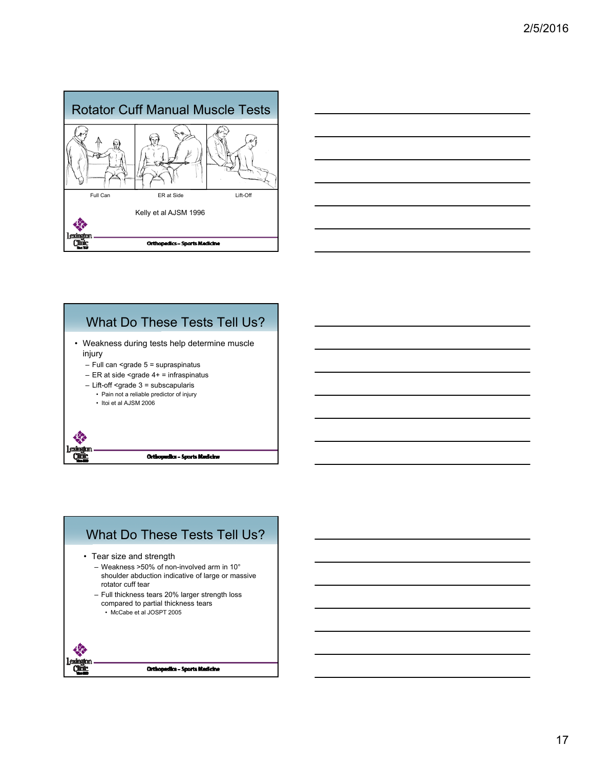## Rotator Cuff Manual Muscle Tests

Full Can

ER at Side

Lift-Off

Kelly et al AJSM 1996

Orthopedics – Sports Medicine

## What Do These Tests Tell Us?

- Weakness during tests help determine muscle injury
  - Full can <grade 5 = supraspinatus
  - ER at side <grade 4+ = infraspinatus
  - Lift-off <grade 3 = subscapularis
    - Pain not a reliable predictor of injury
    - Itoi et al AJSM 2006

Orthopedics – Sports Medicine

## What Do These Tests Tell Us?

- Tear size and strength
  - Weakness >50% of non-involved arm in 10° shoulder abduction indicative of large or massive rotator cuff tear
  - Full thickness tears 20% larger strength loss compared to partial thickness tears
    - McCabe et al JOSPT 2005

Orthopedics – Sports Medicine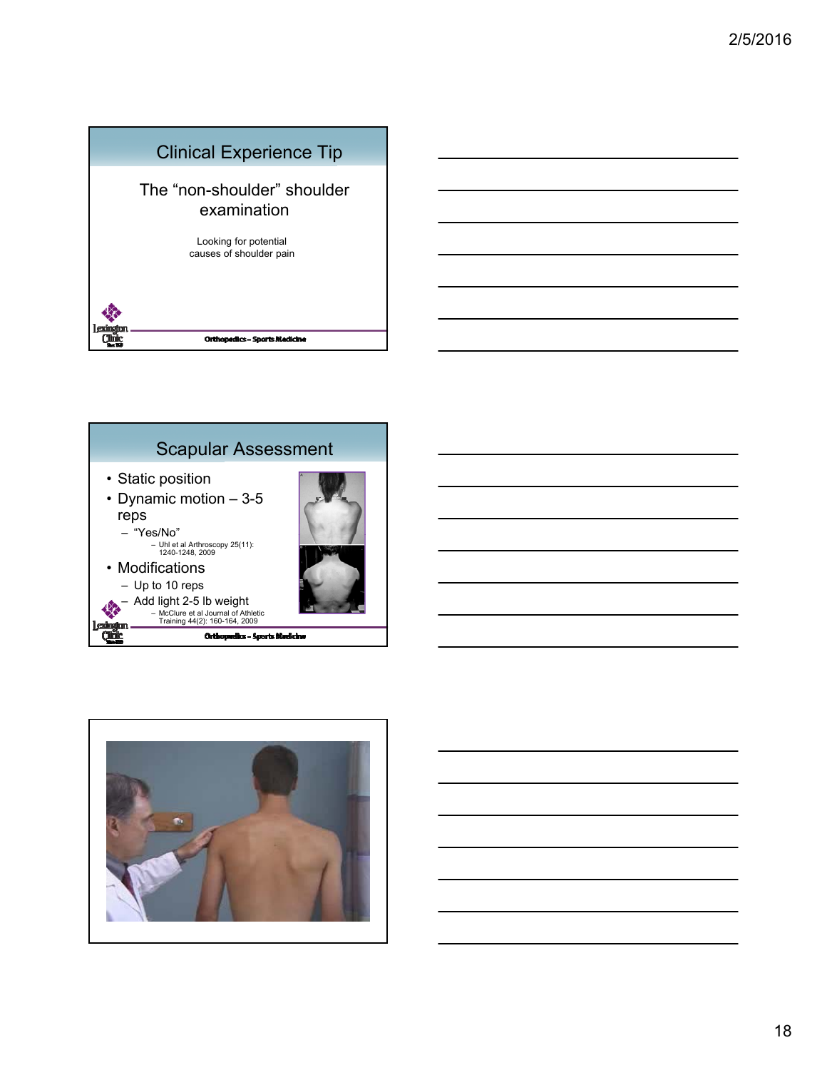## Clinical Experience Tip

### The "non-shoulder" shoulder examination

Looking for potential causes of shoulder pain

Orthopedics – Sports Medicine

## Scapular Assessment

- Static position
- Dynamic motion – 3-5 reps
  - "Yes/No"
    - Uhl et al Arthroscopy 25(11): 1240-1248, 2009
- Modifications
  - Up to 10 reps
  - Add light 2-5 lb weight
    - McClure et al Journal of Athletic Training 44(2): 160-164, 2009

Orthopedics – Sports Medicine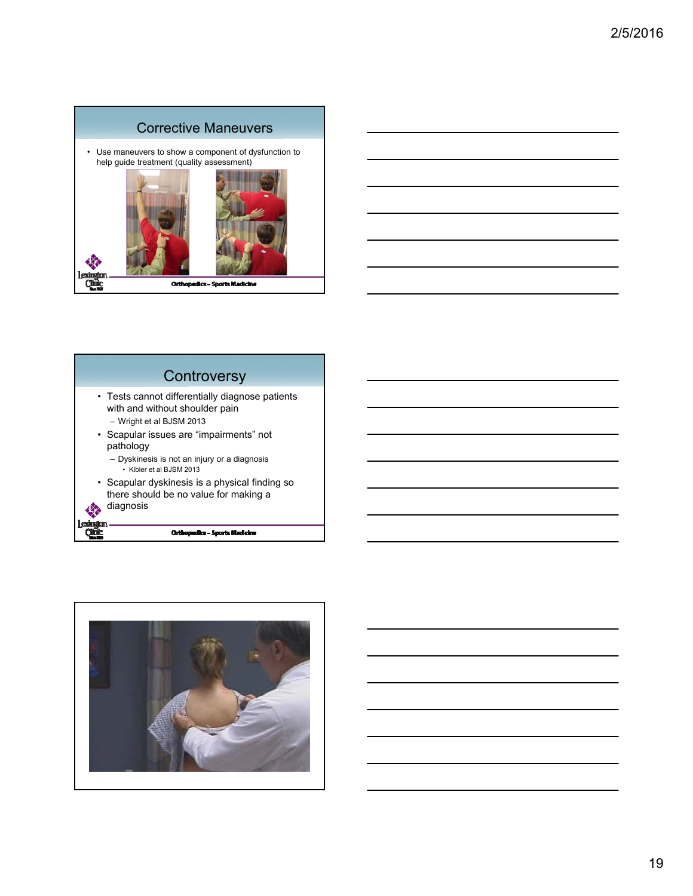## Corrective Maneuvers

- Use maneuvers to show a component of dysfunction to help guide treatment (quality assessment)

Orthopedics – Sports Medicine

## Controversy

- Tests cannot differentially diagnose patients with and without shoulder pain
  - Wright et al BJSM 2013
- Scapular issues are "impairments" not pathology
  - Dyskinesis is not an injury or a diagnosis
    - Kibler et al BJSM 2013
- Scapular dyskinesis is a physical finding so there should be no value for making a diagnosis

Orthopedics – Sports Medicine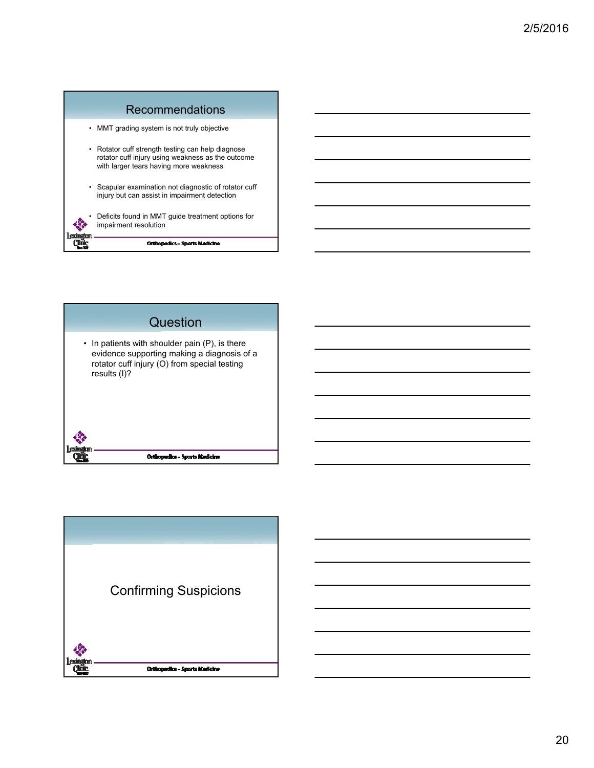## Recommendations

- MMT grading system is not truly objective
- Rotator cuff strength testing can help diagnose rotator cuff injury using weakness as the outcome with larger tears having more weakness
- Scapular examination not diagnostic of rotator cuff injury but can assist in impairment detection
- Deficits found in MMT guide treatment options for impairment resolution

## Question

- In patients with shoulder pain (P), is there evidence supporting making a diagnosis of a rotator cuff injury (O) from special testing results (I)?

## Confirming Suspicions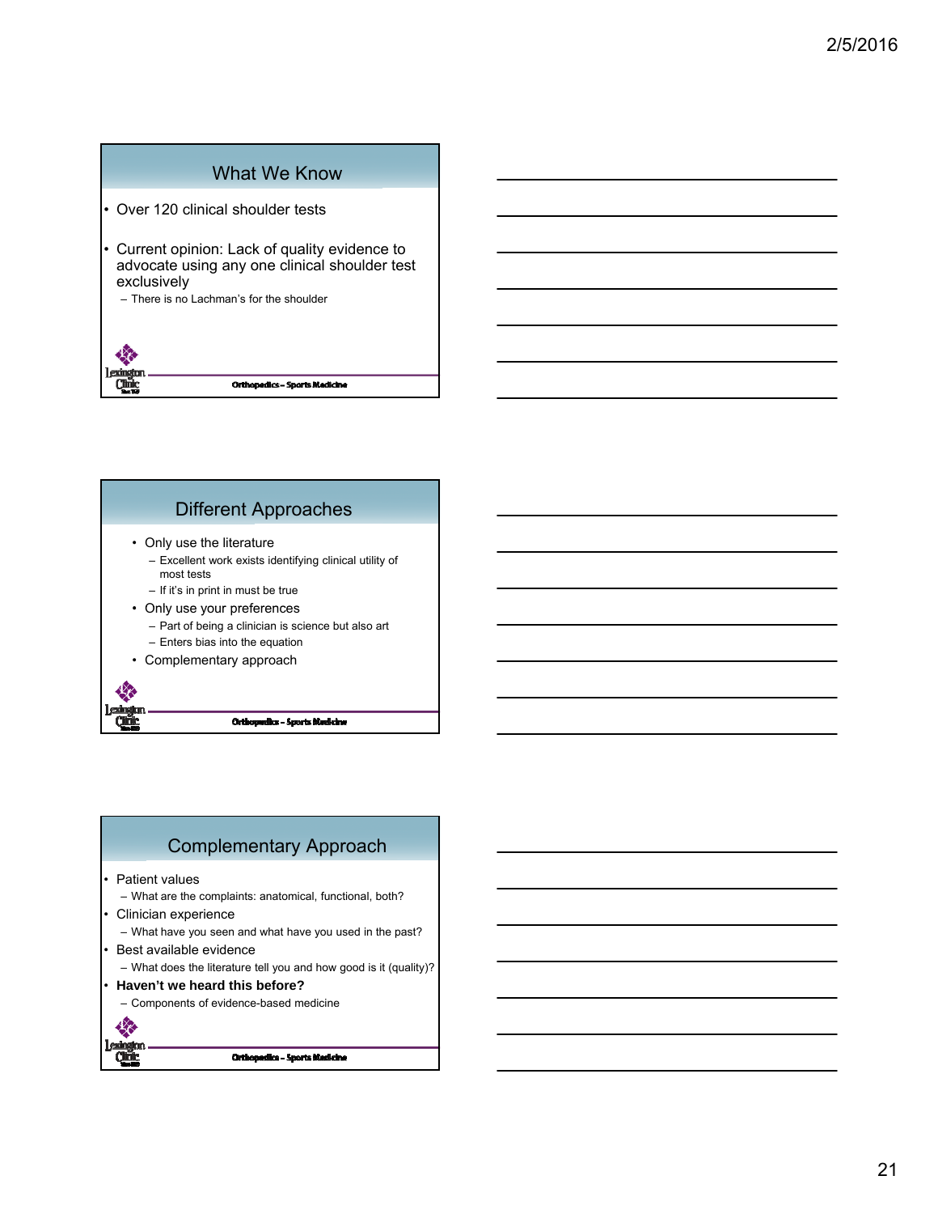## What We Know

- Over 120 clinical shoulder tests
- Current opinion: Lack of quality evidence to advocate using any one clinical shoulder test exclusively
  - There is no Lachman's for the shoulder

Orthopedics – Sports Medicine

## Different Approaches

- Only use the literature
  - Excellent work exists identifying clinical utility of most tests
  - If it's in print in must be true
- Only use your preferences
  - Part of being a clinician is science but also art
  - Enters bias into the equation
- Complementary approach

Orthopedics – Sports Medicine

## Complementary Approach

- Patient values
  - What are the complaints: anatomical, functional, both?
- Clinician experience
  - What have you seen and what have you used in the past?
- Best available evidence
  - What does the literature tell you and how good is it (quality)?
- **Haven't we heard this before?**
  - Components of evidence-based medicine

Orthopedics – Sports Medicine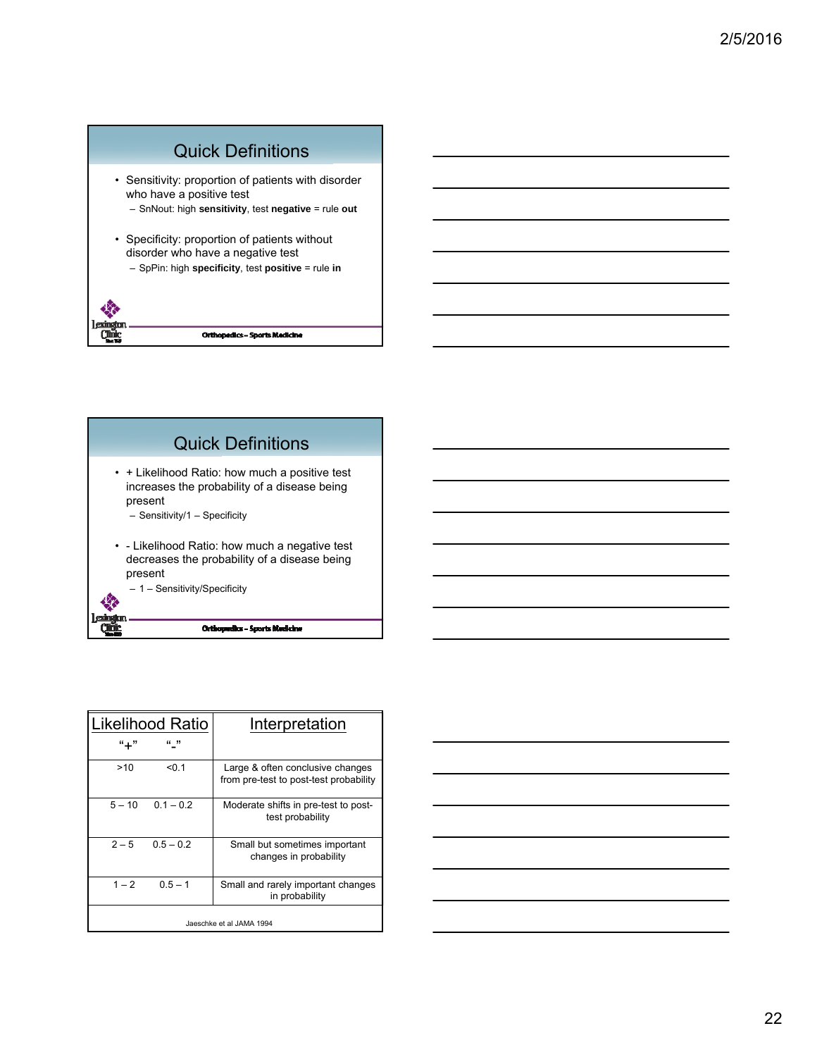## Quick Definitions

- Sensitivity: proportion of patients with disorder who have a positive test
  - SnNout: high **sensitivity**, test **negative** = rule **out**
- Specificity: proportion of patients without disorder who have a negative test
  - SpPin: high **specificity**, test **positive** = rule **in**

Orthopedics – Sports Medicine

## Quick Definitions

- + Likelihood Ratio: how much a positive test increases the probability of a disease being present
  - Sensitivity/1 – Specificity
- - Likelihood Ratio: how much a negative test decreases the probability of a disease being present
  - 1 – Sensitivity/Specificity

Orthopedics – Sports Medicine

| Likelihood Ratio "+" | Likelihood Ratio "-" | Interpretation |
|---|---|---|
| >10 | <0.1 | Large & often conclusive changes from pre-test to post-test probability |
| 5 – 10 | 0.1 – 0.2 | Moderate shifts in pre-test to post-test probability |
| 2 – 5 | 0.5 – 0.2 | Small but sometimes important changes in probability |
| 1 – 2 | 0.5 – 1 | Small and rarely important changes in probability |

Jaeschke et al JAMA 1994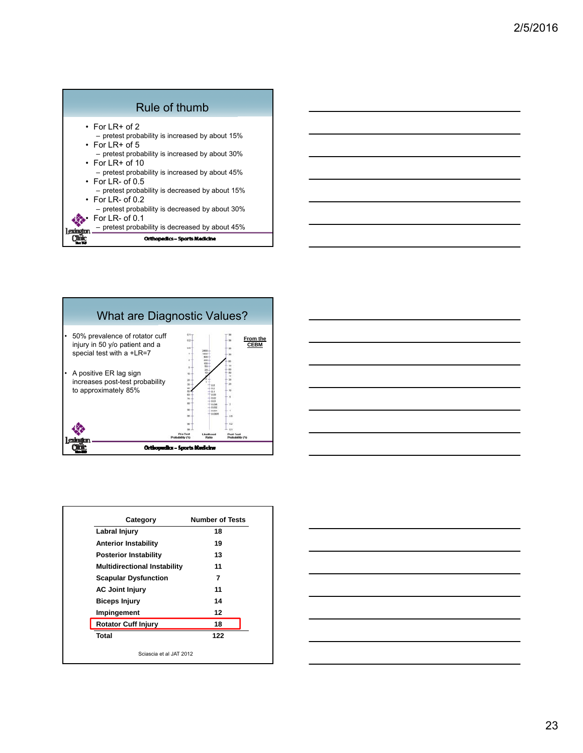## Rule of thumb

- For LR+ of 2
  - pretest probability is increased by about 15%
- For LR+ of 5
  - pretest probability is increased by about 30%
- For LR+ of 10
  - pretest probability is increased by about 45%
- For LR- of 0.5
  - pretest probability is decreased by about 15%
- For LR- of 0.2
  - pretest probability is decreased by about 30%
- For LR- of 0.1
  - pretest probability is decreased by about 45%

Orthopedics – Sports Medicine

## What are Diagnostic Values?

- 50% prevalence of rotator cuff injury in 50 y/o patient and a special test with a +LR=7
- A positive ER lag sign increases post-test probability to approximately 85%

From the CEBM

Orthopedics – Sports Medicine

| Category | Number of Tests |
|---|---|
| Labral Injury | 18 |
| Anterior Instability | 19 |
| Posterior Instability | 13 |
| Multidirectional Instability | 11 |
| Scapular Dysfunction | 7 |
| AC Joint Injury | 11 |
| Biceps Injury | 14 |
| Impingement | 12 |
| **Rotator Cuff Injury** | **18** |
| Total | 122 |

Sciascia et al JAT 2012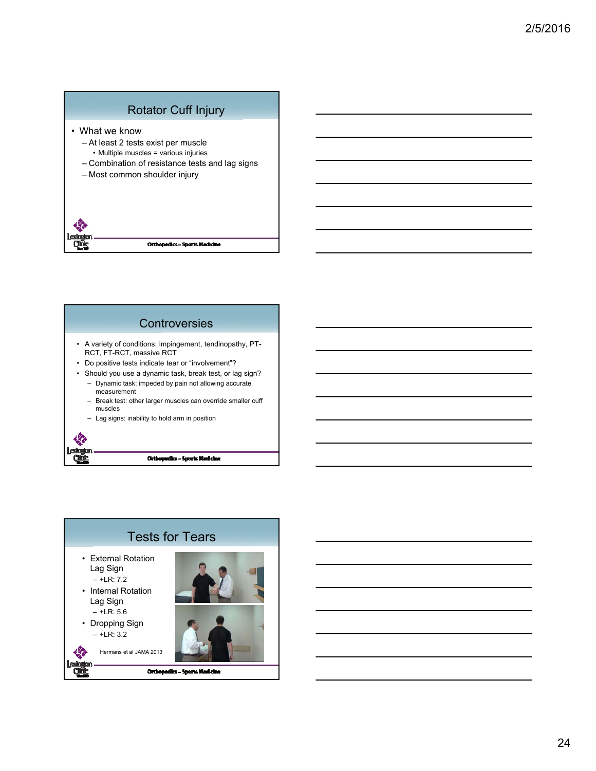## Rotator Cuff Injury

- What we know
  - At least 2 tests exist per muscle
    - Multiple muscles = various injuries
  - Combination of resistance tests and lag signs
  - Most common shoulder injury

Orthopedics – Sports Medicine

## Controversies

- A variety of conditions: impingement, tendinopathy, PT-RCT, FT-RCT, massive RCT
- Do positive tests indicate tear or "involvement"?
- Should you use a dynamic task, break test, or lag sign?
  - Dynamic task: impeded by pain not allowing accurate measurement
  - Break test: other larger muscles can override smaller cuff muscles
  - Lag signs: inability to hold arm in position

Orthopedics – Sports Medicine

## Tests for Tears

- External Rotation Lag Sign
  - +LR: 7.2
- Internal Rotation Lag Sign
  - +LR: 5.6
- Dropping Sign
  - +LR: 3.2

Hermans et al JAMA 2013

Orthopedics – Sports Medicine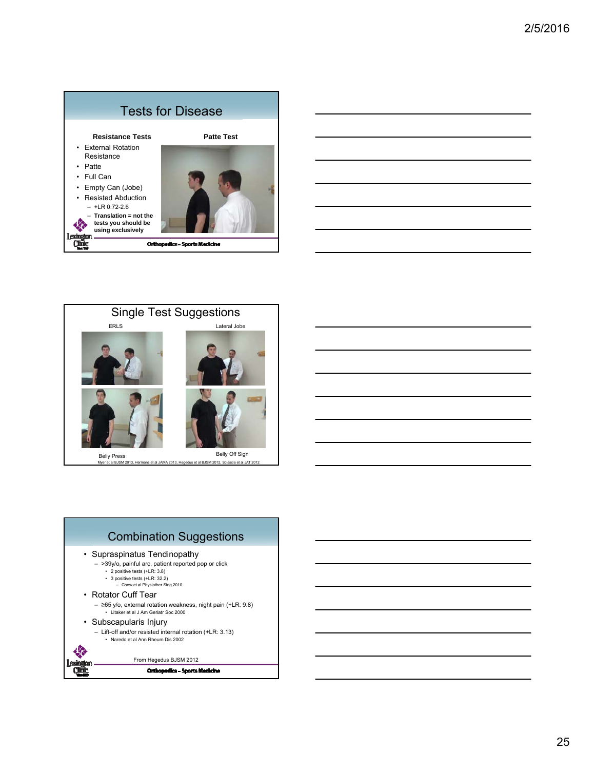## Tests for Disease

**Resistance Tests**

- External Rotation Resistance
- Patte
- Full Can
- Empty Can (Jobe)
- Resisted Abduction
  - +LR 0.72-2.6
  - **Translation = not the tests you should be using exclusively**

**Patte Test**

Orthopedics – Sports Medicine

## Single Test Suggestions

ERLS

Lateral Jobe

Belly Press

Belly Off Sign

Myer et al BJSM 2013, Hermans et al JAMA 2013, Hegedus et al BJSM 2012, Sciascia et al JAT 2012

## Combination Suggestions

- Supraspinatus Tendinopathy
  - >39y/o, painful arc, patient reported pop or click
    - 2 positive tests (+LR: 3.8)
    - 3 positive tests (+LR: 32.2)
      - Chew et al Physiother Sing 2010
- Rotator Cuff Tear
  - ≥65 y/o, external rotation weakness, night pain (+LR: 9.8)
    - Litaker et al J Am Geriatr Soc 2000
- Subscapularis Injury
  - Lift-off and/or resisted internal rotation (+LR: 3.13)
    - Naredo et al Ann Rheum Dis 2002

From Hegedus BJSM 2012

Orthopedics – Sports Medicine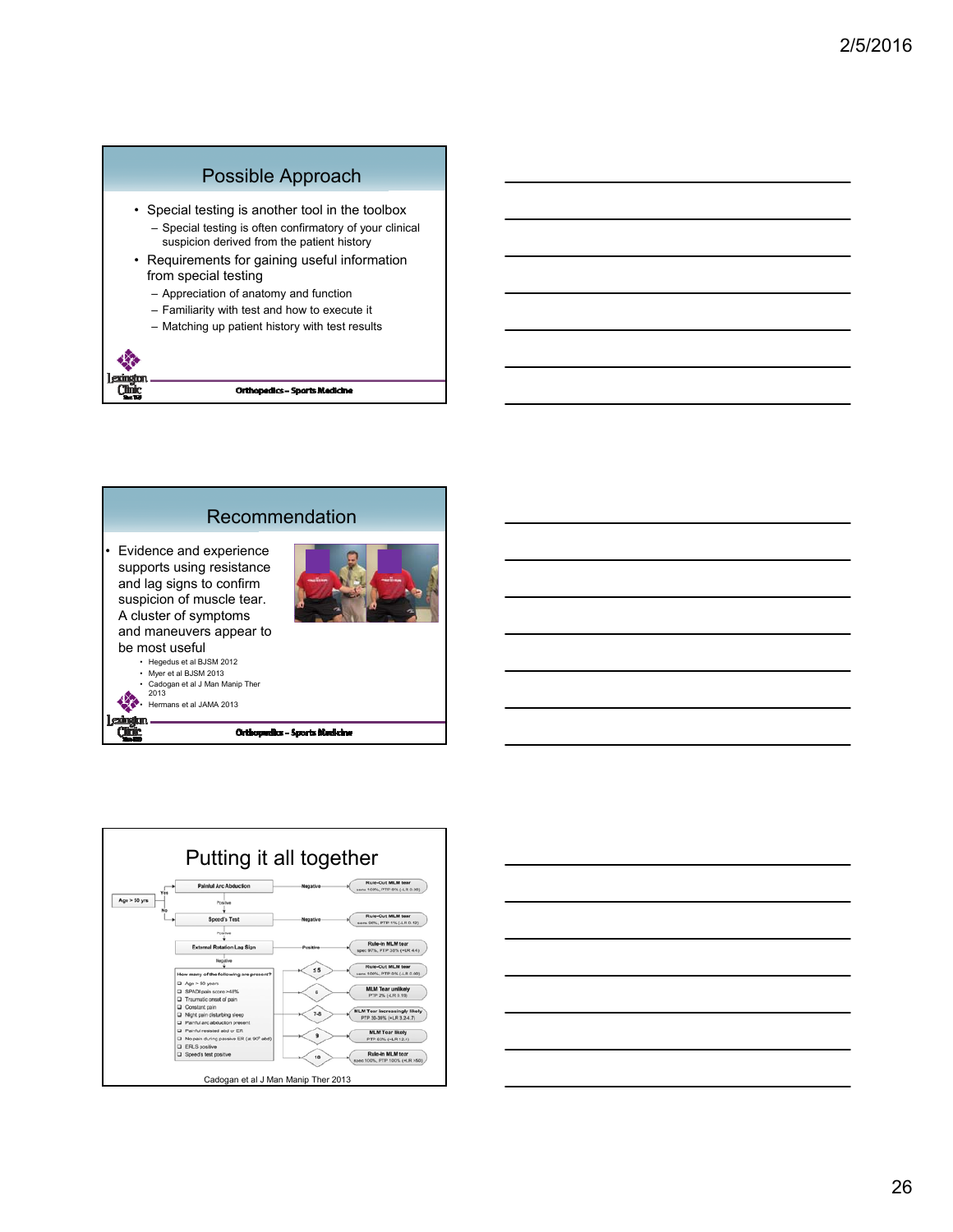## Possible Approach

- Special testing is another tool in the toolbox
  - Special testing is often confirmatory of your clinical suspicion derived from the patient history
- Requirements for gaining useful information from special testing
  - Appreciation of anatomy and function
  - Familiarity with test and how to execute it
  - Matching up patient history with test results

Orthopedics – Sports Medicine

## Recommendation

- Evidence and experience supports using resistance and lag signs to confirm suspicion of muscle tear. A cluster of symptoms and maneuvers appear to be most useful
  - Hegedus et al BJSM 2012
  - Myer et al BJSM 2013
  - Cadogan et al J Man Manip Ther 2013
  - Hermans et al JAMA 2013

Orthopedics – Sports Medicine

## Putting it all together

Age > 50 yrs → Yes → Painful Arc Abduction → Negative → Rule-Out MLM tear (sens 100%, PTP 0% (-LR 0.00))

Painful Arc Abduction → Positive → Speed's Test

Age > 50 yrs → No → Speed's Test → Negative → Rule-Out MLM tear (sens 96%, PTP 1% (-LR 0.12))

Speed's Test → Positive → External Rotation Lag Sign → Positive → Rule-in MLM tear (spec 97%, PTP 30% (+LR 4.4))

External Rotation Lag Sign → Negative → How many of the following are present?

- Age > 50 years
- SPADI pain score >48%
- Traumatic onset of pain
- Constant pain
- Night pain disturbing sleep
- Painful arc abduction present
- Painful resisted abd or ER
- No pain during passive ER (at 90° abd)
- ERLS positive
- Speed's test positive

- ≤5 → Rule-Out MLM tear (sens 100%, PTP 0% (-LR 0.00))
- 6 → MLM Tear unlikely (PTP 2% (-LR 0.10))
- 7-8 → MLM Tear increasingly likely (PTP 30-39% (+LR 3.2-4.7))
- 9 → MLM Tear likely (PTP 63% (+LR 12.1))
- 10 → Rule-in MLM tear (spec 100%, PTP 100% (+LR ∞))

Cadogan et al J Man Manip Ther 2013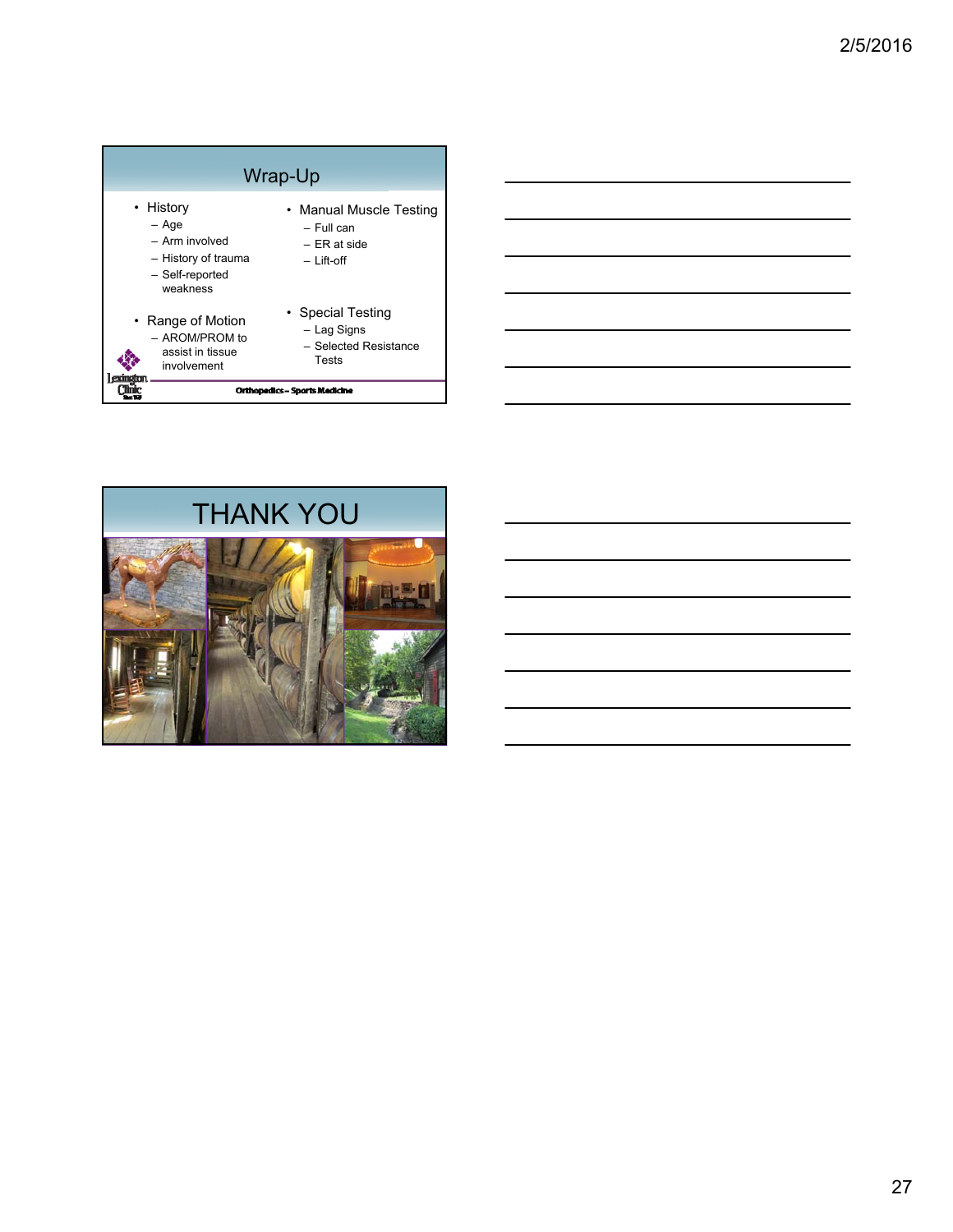## Wrap-Up

- History
  - Age
  - Arm involved
  - History of trauma
  - Self-reported weakness
- Range of Motion
  - AROM/PROM to assist in tissue involvement
- Manual Muscle Testing
  - Full can
  - ER at side
  - Lift-off
- Special Testing
  - Lag Signs
  - Selected Resistance Tests

Orthopedics – Sports Medicine

## THANK YOU